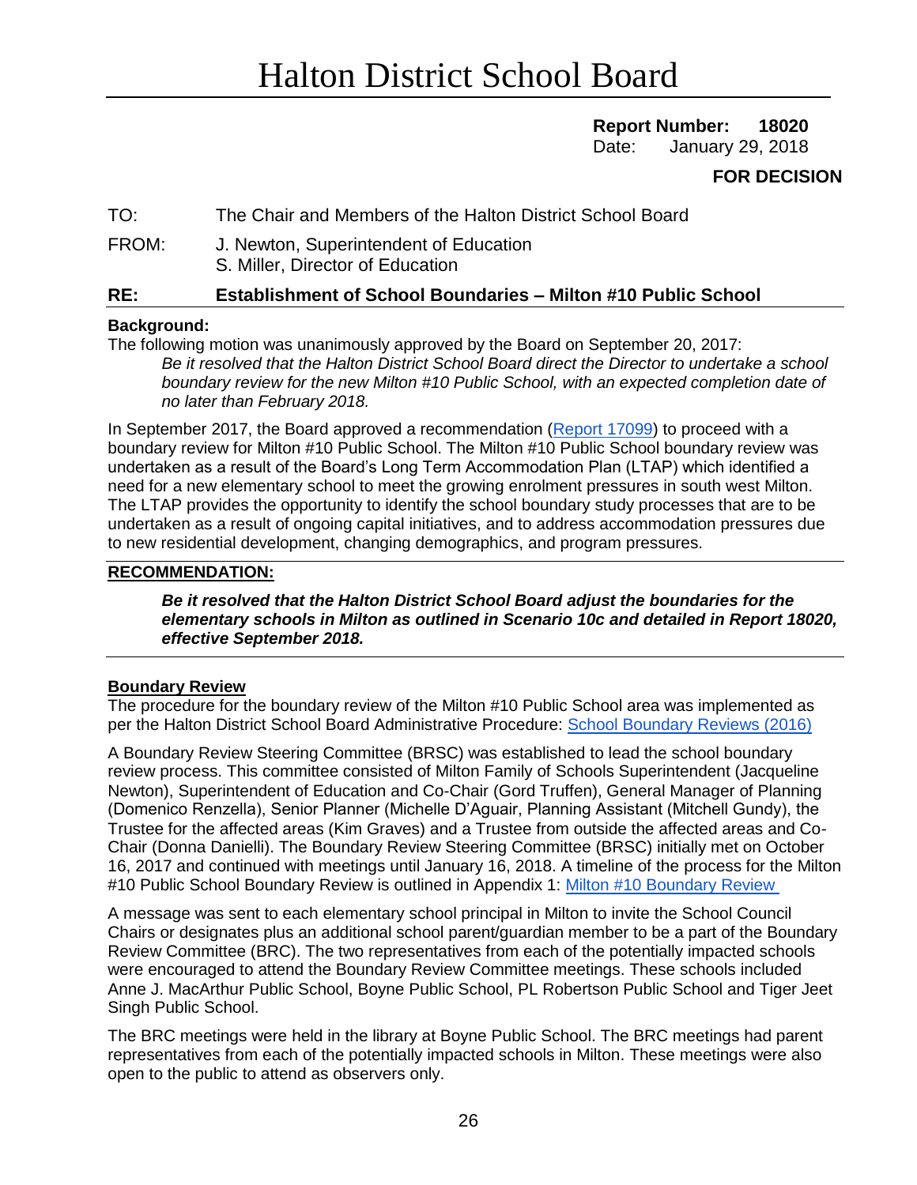# Halton District School Board

**Report Number: 18020**
Date: January 29, 2018

**FOR DECISION**

TO: The Chair and Members of the Halton District School Board

FROM: J. Newton, Superintendent of Education
S. Miller, Director of Education

**RE: Establishment of School Boundaries – Milton #10 Public School**

**Background:**

The following motion was unanimously approved by the Board on September 20, 2017:

*Be it resolved that the Halton District School Board direct the Director to undertake a school boundary review for the new Milton #10 Public School, with an expected completion date of no later than February 2018.*

In September 2017, the Board approved a recommendation (Report 17099) to proceed with a boundary review for Milton #10 Public School. The Milton #10 Public School boundary review was undertaken as a result of the Board's Long Term Accommodation Plan (LTAP) which identified a need for a new elementary school to meet the growing enrolment pressures in south west Milton. The LTAP provides the opportunity to identify the school boundary study processes that are to be undertaken as a result of ongoing capital initiatives, and to address accommodation pressures due to new residential development, changing demographics, and program pressures.

**RECOMMENDATION:**

***Be it resolved that the Halton District School Board adjust the boundaries for the elementary schools in Milton as outlined in Scenario 10c and detailed in Report 18020, effective September 2018.***

**Boundary Review**

The procedure for the boundary review of the Milton #10 Public School area was implemented as per the Halton District School Board Administrative Procedure: School Boundary Reviews (2016)

A Boundary Review Steering Committee (BRSC) was established to lead the school boundary review process. This committee consisted of Milton Family of Schools Superintendent (Jacqueline Newton), Superintendent of Education and Co-Chair (Gord Truffen), General Manager of Planning (Domenico Renzella), Senior Planner (Michelle D'Aguair, Planning Assistant (Mitchell Gundy), the Trustee for the affected areas (Kim Graves) and a Trustee from outside the affected areas and Co-Chair (Donna Danielli). The Boundary Review Steering Committee (BRSC) initially met on October 16, 2017 and continued with meetings until January 16, 2018. A timeline of the process for the Milton #10 Public School Boundary Review is outlined in Appendix 1: Milton #10 Boundary Review

A message was sent to each elementary school principal in Milton to invite the School Council Chairs or designates plus an additional school parent/guardian member to be a part of the Boundary Review Committee (BRC). The two representatives from each of the potentially impacted schools were encouraged to attend the Boundary Review Committee meetings. These schools included Anne J. MacArthur Public School, Boyne Public School, PL Robertson Public School and Tiger Jeet Singh Public School.

The BRC meetings were held in the library at Boyne Public School. The BRC meetings had parent representatives from each of the potentially impacted schools in Milton. These meetings were also open to the public to attend as observers only.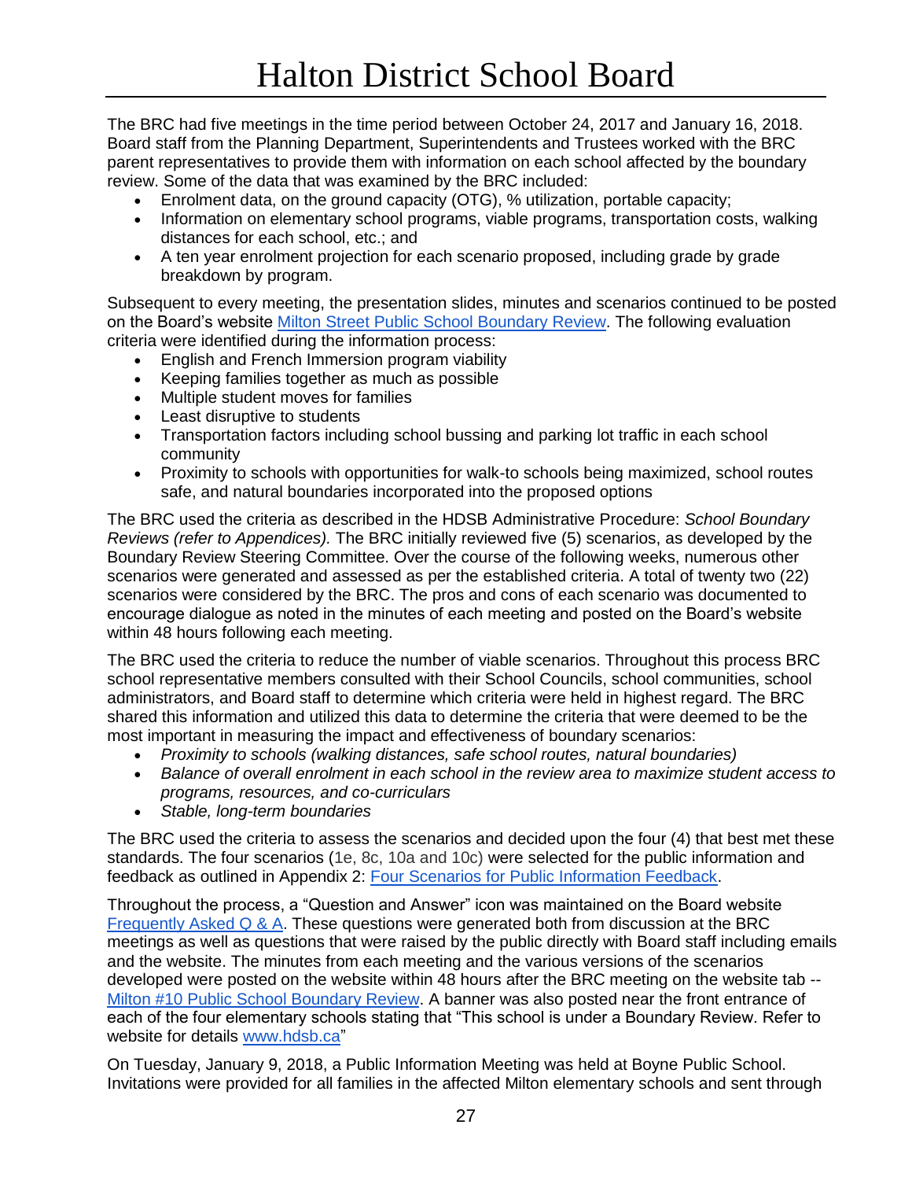The BRC had five meetings in the time period between October 24, 2017 and January 16, 2018. Board staff from the Planning Department, Superintendents and Trustees worked with the BRC parent representatives to provide them with information on each school affected by the boundary review. Some of the data that was examined by the BRC included:

- Enrolment data, on the ground capacity (OTG), % utilization, portable capacity;
- Information on elementary school programs, viable programs, transportation costs, walking distances for each school, etc.; and
- A ten year enrolment projection for each scenario proposed, including grade by grade breakdown by program.

Subsequent to every meeting, the presentation slides, minutes and scenarios continued to be posted on the Board's website [Milton Street Public School Boundary Review](). The following evaluation criteria were identified during the information process:

- English and French Immersion program viability
- Keeping families together as much as possible
- Multiple student moves for families
- Least disruptive to students
- Transportation factors including school bussing and parking lot traffic in each school community
- Proximity to schools with opportunities for walk-to schools being maximized, school routes safe, and natural boundaries incorporated into the proposed options

The BRC used the criteria as described in the HDSB Administrative Procedure: *School Boundary Reviews (refer to Appendices).* The BRC initially reviewed five (5) scenarios, as developed by the Boundary Review Steering Committee. Over the course of the following weeks, numerous other scenarios were generated and assessed as per the established criteria. A total of twenty two (22) scenarios were considered by the BRC. The pros and cons of each scenario was documented to encourage dialogue as noted in the minutes of each meeting and posted on the Board's website within 48 hours following each meeting.

The BRC used the criteria to reduce the number of viable scenarios. Throughout this process BRC school representative members consulted with their School Councils, school communities, school administrators, and Board staff to determine which criteria were held in highest regard. The BRC shared this information and utilized this data to determine the criteria that were deemed to be the most important in measuring the impact and effectiveness of boundary scenarios:

- *Proximity to schools (walking distances, safe school routes, natural boundaries)*
- *Balance of overall enrolment in each school in the review area to maximize student access to programs, resources, and co-curriculars*
- *Stable, long-term boundaries*

The BRC used the criteria to assess the scenarios and decided upon the four (4) that best met these standards. The four scenarios (1e, 8c, 10a and 10c) were selected for the public information and feedback as outlined in Appendix 2: [Four Scenarios for Public Information Feedback]().

Throughout the process, a "Question and Answer" icon was maintained on the Board website [Frequently Asked Q & A](). These questions were generated both from discussion at the BRC meetings as well as questions that were raised by the public directly with Board staff including emails and the website. The minutes from each meeting and the various versions of the scenarios developed were posted on the website within 48 hours after the BRC meeting on the website tab -- [Milton #10 Public School Boundary Review](). A banner was also posted near the front entrance of each of the four elementary schools stating that "This school is under a Boundary Review. Refer to website for details [www.hdsb.ca]()"

On Tuesday, January 9, 2018, a Public Information Meeting was held at Boyne Public School. Invitations were provided for all families in the affected Milton elementary schools and sent through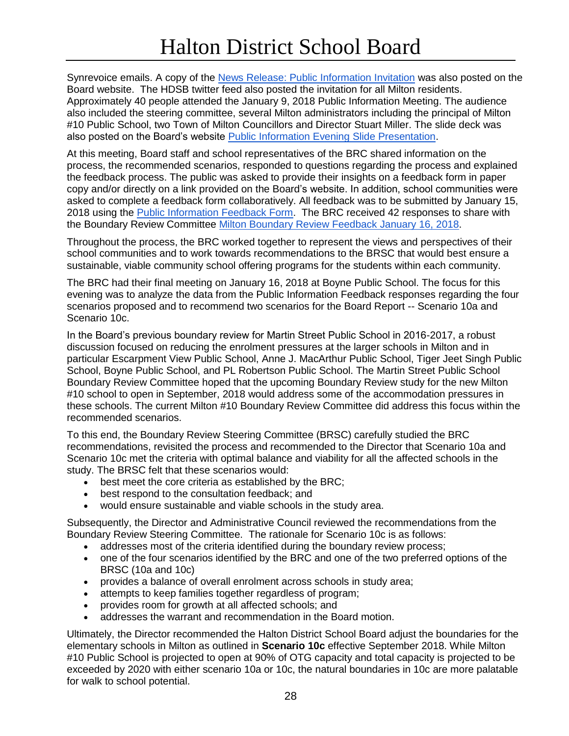Synrevoice emails. A copy of the News Release: Public Information Invitation was also posted on the Board website. The HDSB twitter feed also posted the invitation for all Milton residents. Approximately 40 people attended the January 9, 2018 Public Information Meeting. The audience also included the steering committee, several Milton administrators including the principal of Milton #10 Public School, two Town of Milton Councillors and Director Stuart Miller. The slide deck was also posted on the Board's website Public Information Evening Slide Presentation.

At this meeting, Board staff and school representatives of the BRC shared information on the process, the recommended scenarios, responded to questions regarding the process and explained the feedback process. The public was asked to provide their insights on a feedback form in paper copy and/or directly on a link provided on the Board's website. In addition, school communities were asked to complete a feedback form collaboratively. All feedback was to be submitted by January 15, 2018 using the Public Information Feedback Form. The BRC received 42 responses to share with the Boundary Review Committee Milton Boundary Review Feedback January 16, 2018.

Throughout the process, the BRC worked together to represent the views and perspectives of their school communities and to work towards recommendations to the BRSC that would best ensure a sustainable, viable community school offering programs for the students within each community.

The BRC had their final meeting on January 16, 2018 at Boyne Public School. The focus for this evening was to analyze the data from the Public Information Feedback responses regarding the four scenarios proposed and to recommend two scenarios for the Board Report -- Scenario 10a and Scenario 10c.

In the Board's previous boundary review for Martin Street Public School in 2016-2017, a robust discussion focused on reducing the enrolment pressures at the larger schools in Milton and in particular Escarpment View Public School, Anne J. MacArthur Public School, Tiger Jeet Singh Public School, Boyne Public School, and PL Robertson Public School. The Martin Street Public School Boundary Review Committee hoped that the upcoming Boundary Review study for the new Milton #10 school to open in September, 2018 would address some of the accommodation pressures in these schools. The current Milton #10 Boundary Review Committee did address this focus within the recommended scenarios.

To this end, the Boundary Review Steering Committee (BRSC) carefully studied the BRC recommendations, revisited the process and recommended to the Director that Scenario 10a and Scenario 10c met the criteria with optimal balance and viability for all the affected schools in the study. The BRSC felt that these scenarios would:

- best meet the core criteria as established by the BRC;
- best respond to the consultation feedback; and
- would ensure sustainable and viable schools in the study area.

Subsequently, the Director and Administrative Council reviewed the recommendations from the Boundary Review Steering Committee. The rationale for Scenario 10c is as follows:

- addresses most of the criteria identified during the boundary review process;
- one of the four scenarios identified by the BRC and one of the two preferred options of the BRSC (10a and 10c)
- provides a balance of overall enrolment across schools in study area;
- attempts to keep families together regardless of program;
- provides room for growth at all affected schools; and
- addresses the warrant and recommendation in the Board motion.

Ultimately, the Director recommended the Halton District School Board adjust the boundaries for the elementary schools in Milton as outlined in **Scenario 10c** effective September 2018. While Milton #10 Public School is projected to open at 90% of OTG capacity and total capacity is projected to be exceeded by 2020 with either scenario 10a or 10c, the natural boundaries in 10c are more palatable for walk to school potential.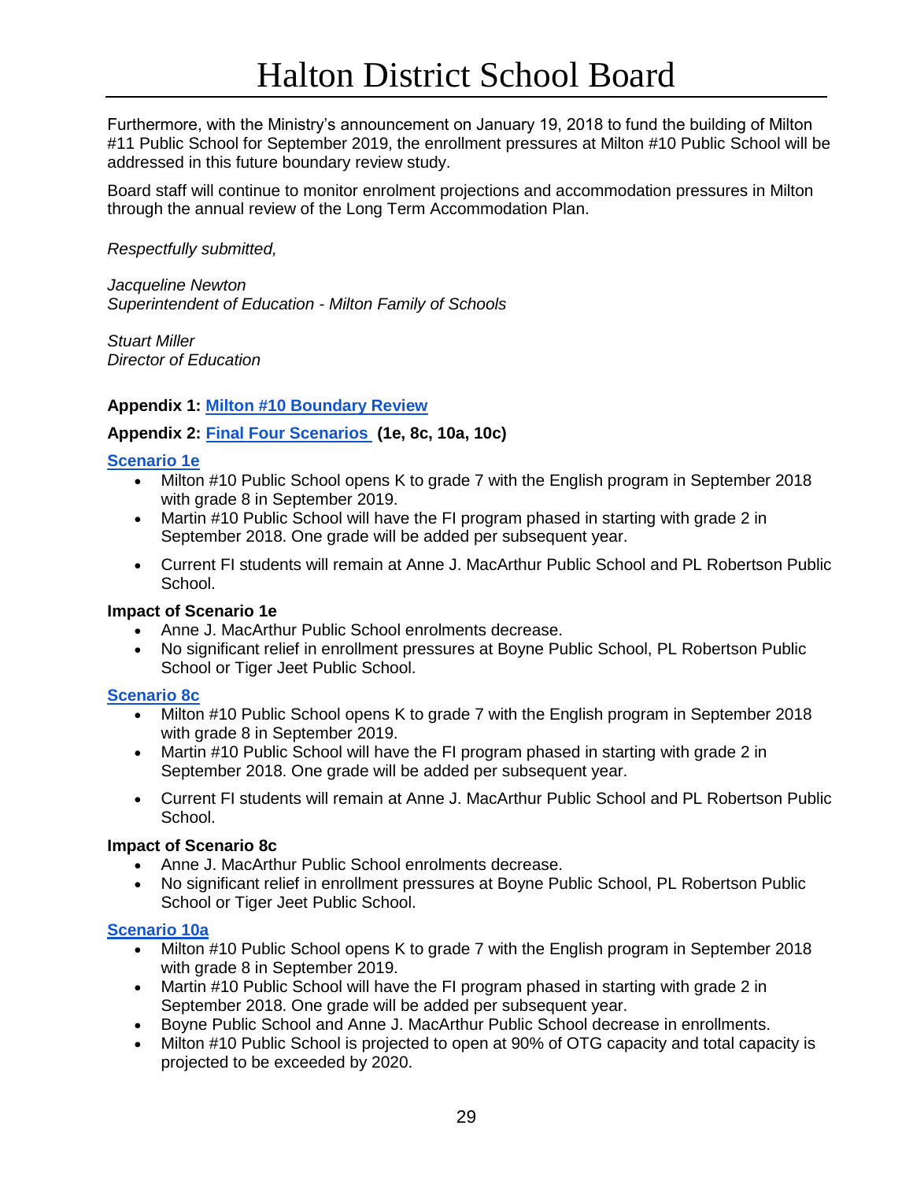Furthermore, with the Ministry's announcement on January 19, 2018 to fund the building of Milton #11 Public School for September 2019, the enrollment pressures at Milton #10 Public School will be addressed in this future boundary review study.

Board staff will continue to monitor enrolment projections and accommodation pressures in Milton through the annual review of the Long Term Accommodation Plan.

*Respectfully submitted,*

*Jacqueline Newton*
*Superintendent of Education - Milton Family of Schools*

*Stuart Miller*
*Director of Education*

**Appendix 1: Milton #10 Boundary Review**

**Appendix 2: Final Four Scenarios (1e, 8c, 10a, 10c)**

**Scenario 1e**

- Milton #10 Public School opens K to grade 7 with the English program in September 2018 with grade 8 in September 2019.
- Martin #10 Public School will have the FI program phased in starting with grade 2 in September 2018. One grade will be added per subsequent year.
- Current FI students will remain at Anne J. MacArthur Public School and PL Robertson Public School.

**Impact of Scenario 1e**

- Anne J. MacArthur Public School enrolments decrease.
- No significant relief in enrollment pressures at Boyne Public School, PL Robertson Public School or Tiger Jeet Public School.

**Scenario 8c**

- Milton #10 Public School opens K to grade 7 with the English program in September 2018 with grade 8 in September 2019.
- Martin #10 Public School will have the FI program phased in starting with grade 2 in September 2018. One grade will be added per subsequent year.
- Current FI students will remain at Anne J. MacArthur Public School and PL Robertson Public School.

**Impact of Scenario 8c**

- Anne J. MacArthur Public School enrolments decrease.
- No significant relief in enrollment pressures at Boyne Public School, PL Robertson Public School or Tiger Jeet Public School.

**Scenario 10a**

- Milton #10 Public School opens K to grade 7 with the English program in September 2018 with grade 8 in September 2019.
- Martin #10 Public School will have the FI program phased in starting with grade 2 in September 2018. One grade will be added per subsequent year.
- Boyne Public School and Anne J. MacArthur Public School decrease in enrollments.
- Milton #10 Public School is projected to open at 90% of OTG capacity and total capacity is projected to be exceeded by 2020.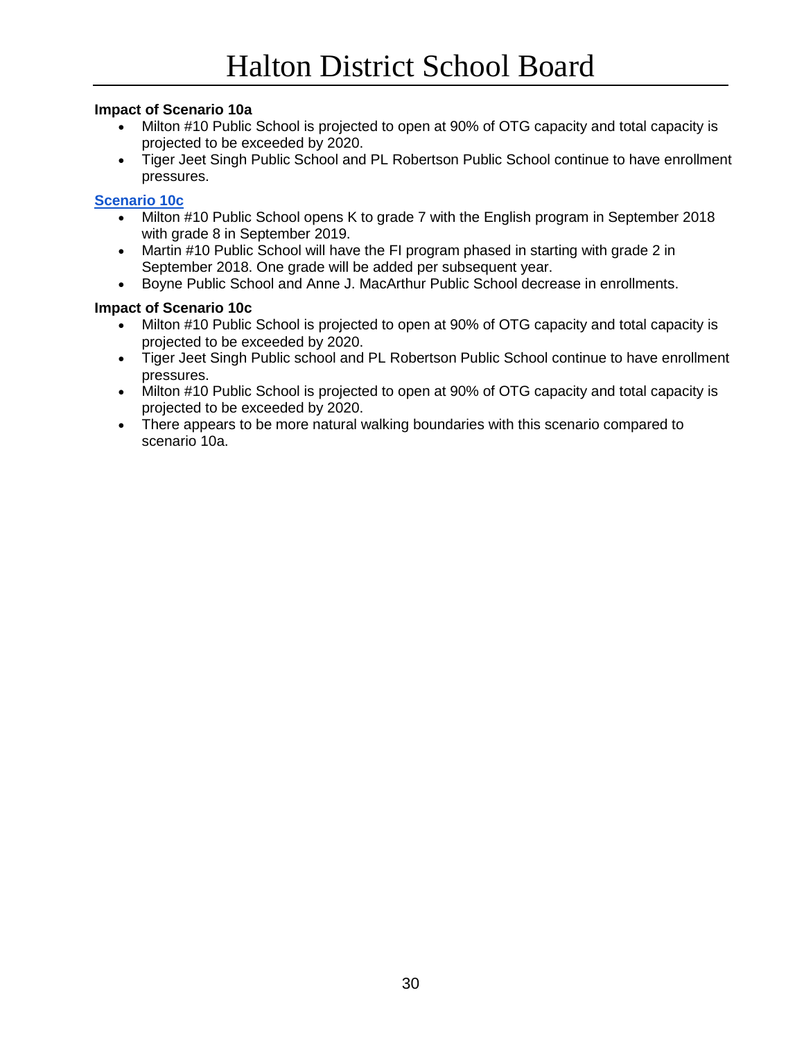**Impact of Scenario 10a**

- Milton #10 Public School is projected to open at 90% of OTG capacity and total capacity is projected to be exceeded by 2020.
- Tiger Jeet Singh Public School and PL Robertson Public School continue to have enrollment pressures.

**Scenario 10c**

- Milton #10 Public School opens K to grade 7 with the English program in September 2018 with grade 8 in September 2019.
- Martin #10 Public School will have the FI program phased in starting with grade 2 in September 2018. One grade will be added per subsequent year.
- Boyne Public School and Anne J. MacArthur Public School decrease in enrollments.

**Impact of Scenario 10c**

- Milton #10 Public School is projected to open at 90% of OTG capacity and total capacity is projected to be exceeded by 2020.
- Tiger Jeet Singh Public school and PL Robertson Public School continue to have enrollment pressures.
- Milton #10 Public School is projected to open at 90% of OTG capacity and total capacity is projected to be exceeded by 2020.
- There appears to be more natural walking boundaries with this scenario compared to scenario 10a.